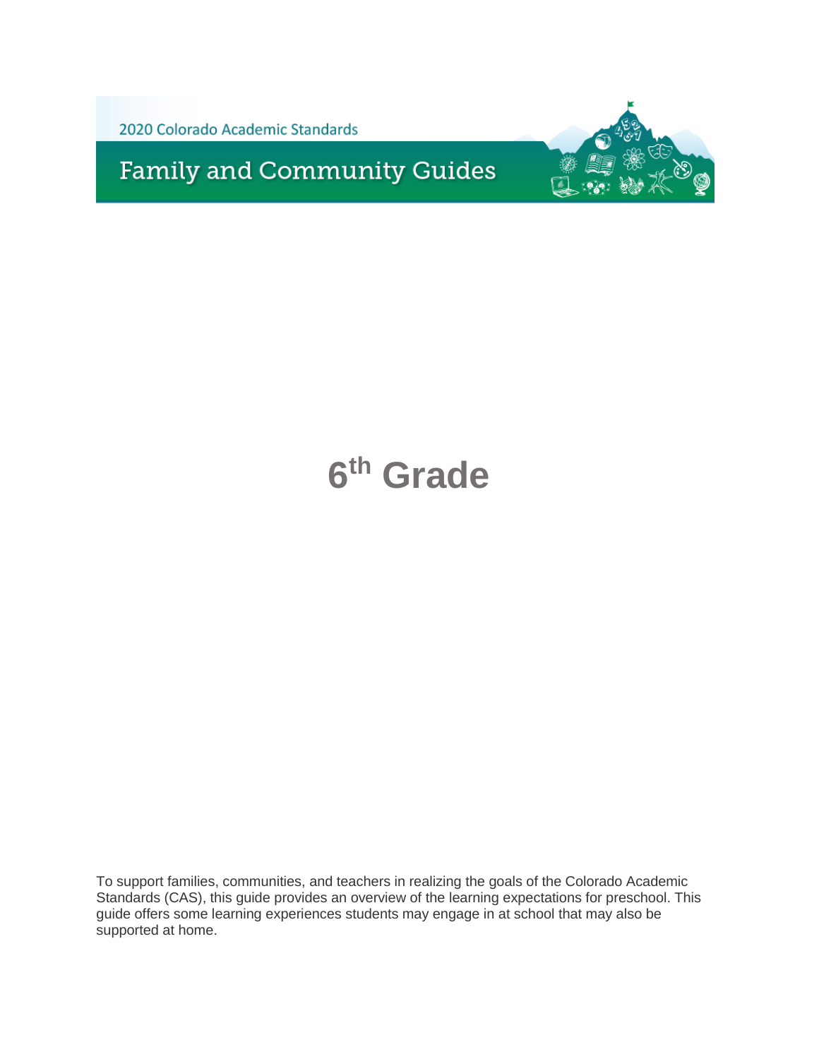2020 Colorado Academic Standards

# Family and Community Guides

# 6th Grade

To support families, communities, and teachers in realizing the goals of the Colorado Academic Standards (CAS), this guide provides an overview of the learning expectations for preschool. This guide offers some learning experiences students may engage in at school that may also be supported at home.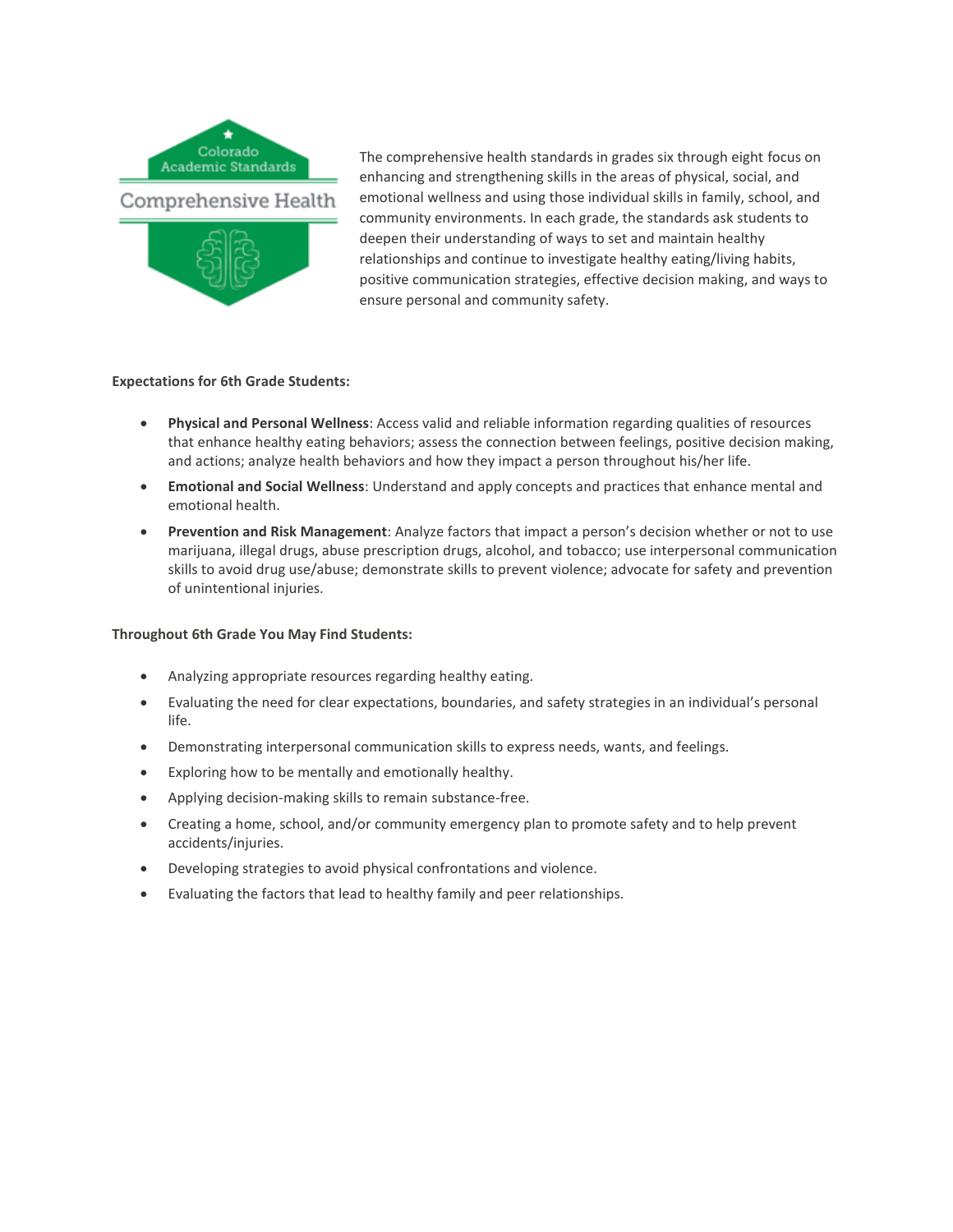Colorado Academic Standards

Comprehensive Health

The comprehensive health standards in grades six through eight focus on enhancing and strengthening skills in the areas of physical, social, and emotional wellness and using those individual skills in family, school, and community environments. In each grade, the standards ask students to deepen their understanding of ways to set and maintain healthy relationships and continue to investigate healthy eating/living habits, positive communication strategies, effective decision making, and ways to ensure personal and community safety.

**Expectations for 6th Grade Students:**

- **Physical and Personal Wellness**: Access valid and reliable information regarding qualities of resources that enhance healthy eating behaviors; assess the connection between feelings, positive decision making, and actions; analyze health behaviors and how they impact a person throughout his/her life.
- **Emotional and Social Wellness**: Understand and apply concepts and practices that enhance mental and emotional health.
- **Prevention and Risk Management**: Analyze factors that impact a person's decision whether or not to use marijuana, illegal drugs, abuse prescription drugs, alcohol, and tobacco; use interpersonal communication skills to avoid drug use/abuse; demonstrate skills to prevent violence; advocate for safety and prevention of unintentional injuries.

**Throughout 6th Grade You May Find Students:**

- Analyzing appropriate resources regarding healthy eating.
- Evaluating the need for clear expectations, boundaries, and safety strategies in an individual's personal life.
- Demonstrating interpersonal communication skills to express needs, wants, and feelings.
- Exploring how to be mentally and emotionally healthy.
- Applying decision-making skills to remain substance-free.
- Creating a home, school, and/or community emergency plan to promote safety and to help prevent accidents/injuries.
- Developing strategies to avoid physical confrontations and violence.
- Evaluating the factors that lead to healthy family and peer relationships.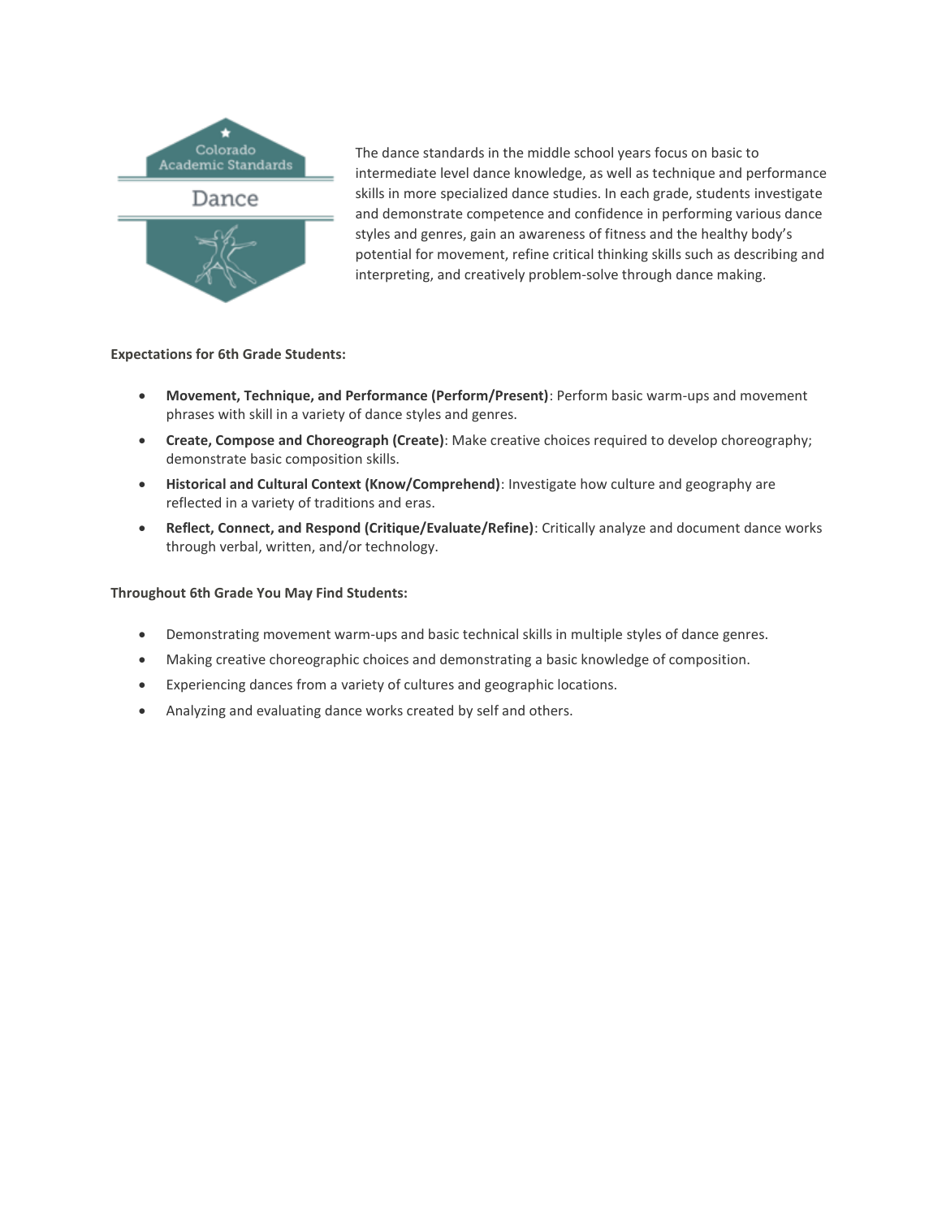The dance standards in the middle school years focus on basic to intermediate level dance knowledge, as well as technique and performance skills in more specialized dance studies. In each grade, students investigate and demonstrate competence and confidence in performing various dance styles and genres, gain an awareness of fitness and the healthy body's potential for movement, refine critical thinking skills such as describing and interpreting, and creatively problem-solve through dance making.

**Expectations for 6th Grade Students:**

- **Movement, Technique, and Performance (Perform/Present)**: Perform basic warm-ups and movement phrases with skill in a variety of dance styles and genres.
- **Create, Compose and Choreograph (Create)**: Make creative choices required to develop choreography; demonstrate basic composition skills.
- **Historical and Cultural Context (Know/Comprehend)**: Investigate how culture and geography are reflected in a variety of traditions and eras.
- **Reflect, Connect, and Respond (Critique/Evaluate/Refine)**: Critically analyze and document dance works through verbal, written, and/or technology.

**Throughout 6th Grade You May Find Students:**

- Demonstrating movement warm-ups and basic technical skills in multiple styles of dance genres.
- Making creative choreographic choices and demonstrating a basic knowledge of composition.
- Experiencing dances from a variety of cultures and geographic locations.
- Analyzing and evaluating dance works created by self and others.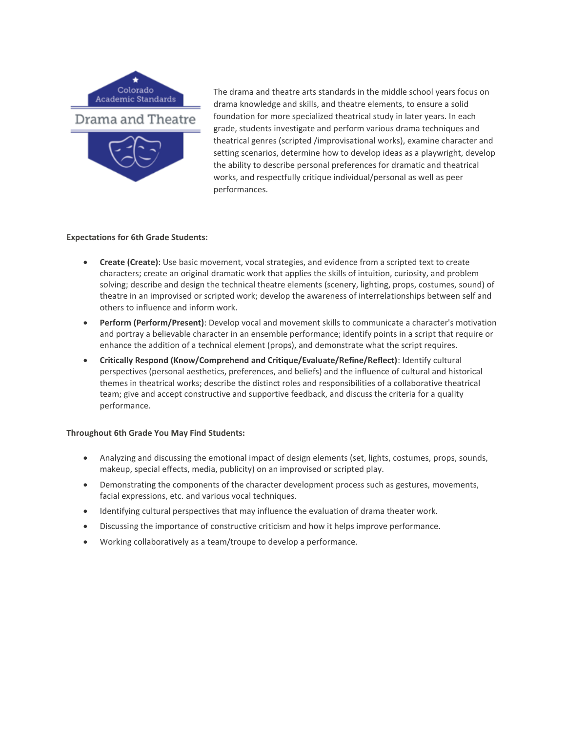The drama and theatre arts standards in the middle school years focus on drama knowledge and skills, and theatre elements, to ensure a solid foundation for more specialized theatrical study in later years. In each grade, students investigate and perform various drama techniques and theatrical genres (scripted /improvisational works), examine character and setting scenarios, determine how to develop ideas as a playwright, develop the ability to describe personal preferences for dramatic and theatrical works, and respectfully critique individual/personal as well as peer performances.

**Expectations for 6th Grade Students:**

- **Create (Create)**: Use basic movement, vocal strategies, and evidence from a scripted text to create characters; create an original dramatic work that applies the skills of intuition, curiosity, and problem solving; describe and design the technical theatre elements (scenery, lighting, props, costumes, sound) of theatre in an improvised or scripted work; develop the awareness of interrelationships between self and others to influence and inform work.
- **Perform (Perform/Present)**: Develop vocal and movement skills to communicate a character's motivation and portray a believable character in an ensemble performance; identify points in a script that require or enhance the addition of a technical element (props), and demonstrate what the script requires.
- **Critically Respond (Know/Comprehend and Critique/Evaluate/Refine/Reflect)**: Identify cultural perspectives (personal aesthetics, preferences, and beliefs) and the influence of cultural and historical themes in theatrical works; describe the distinct roles and responsibilities of a collaborative theatrical team; give and accept constructive and supportive feedback, and discuss the criteria for a quality performance.

**Throughout 6th Grade You May Find Students:**

- Analyzing and discussing the emotional impact of design elements (set, lights, costumes, props, sounds, makeup, special effects, media, publicity) on an improvised or scripted play.
- Demonstrating the components of the character development process such as gestures, movements, facial expressions, etc. and various vocal techniques.
- Identifying cultural perspectives that may influence the evaluation of drama theater work.
- Discussing the importance of constructive criticism and how it helps improve performance.
- Working collaboratively as a team/troupe to develop a performance.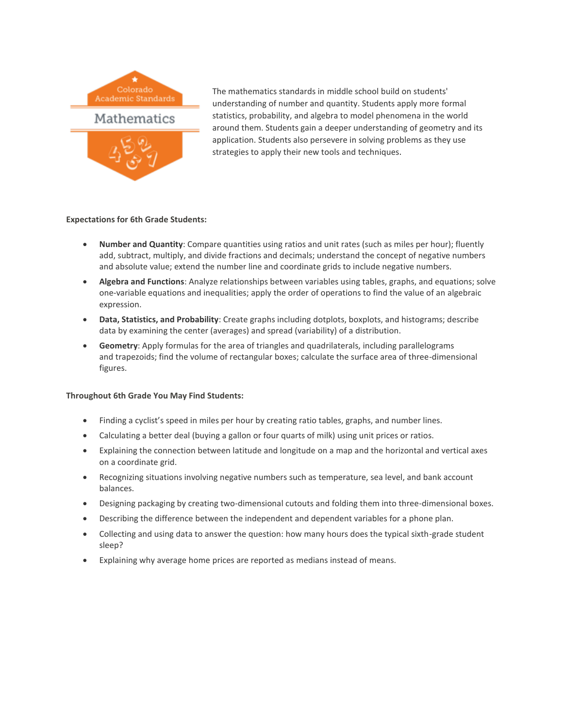The mathematics standards in middle school build on students' understanding of number and quantity. Students apply more formal statistics, probability, and algebra to model phenomena in the world around them. Students gain a deeper understanding of geometry and its application. Students also persevere in solving problems as they use strategies to apply their new tools and techniques.

**Expectations for 6th Grade Students:**

- **Number and Quantity**: Compare quantities using ratios and unit rates (such as miles per hour); fluently add, subtract, multiply, and divide fractions and decimals; understand the concept of negative numbers and absolute value; extend the number line and coordinate grids to include negative numbers.
- **Algebra and Functions**: Analyze relationships between variables using tables, graphs, and equations; solve one-variable equations and inequalities; apply the order of operations to find the value of an algebraic expression.
- **Data, Statistics, and Probability**: Create graphs including dotplots, boxplots, and histograms; describe data by examining the center (averages) and spread (variability) of a distribution.
- **Geometry**: Apply formulas for the area of triangles and quadrilaterals, including parallelograms and trapezoids; find the volume of rectangular boxes; calculate the surface area of three-dimensional figures.

**Throughout 6th Grade You May Find Students:**

- Finding a cyclist's speed in miles per hour by creating ratio tables, graphs, and number lines.
- Calculating a better deal (buying a gallon or four quarts of milk) using unit prices or ratios.
- Explaining the connection between latitude and longitude on a map and the horizontal and vertical axes on a coordinate grid.
- Recognizing situations involving negative numbers such as temperature, sea level, and bank account balances.
- Designing packaging by creating two-dimensional cutouts and folding them into three-dimensional boxes.
- Describing the difference between the independent and dependent variables for a phone plan.
- Collecting and using data to answer the question: how many hours does the typical sixth-grade student sleep?
- Explaining why average home prices are reported as medians instead of means.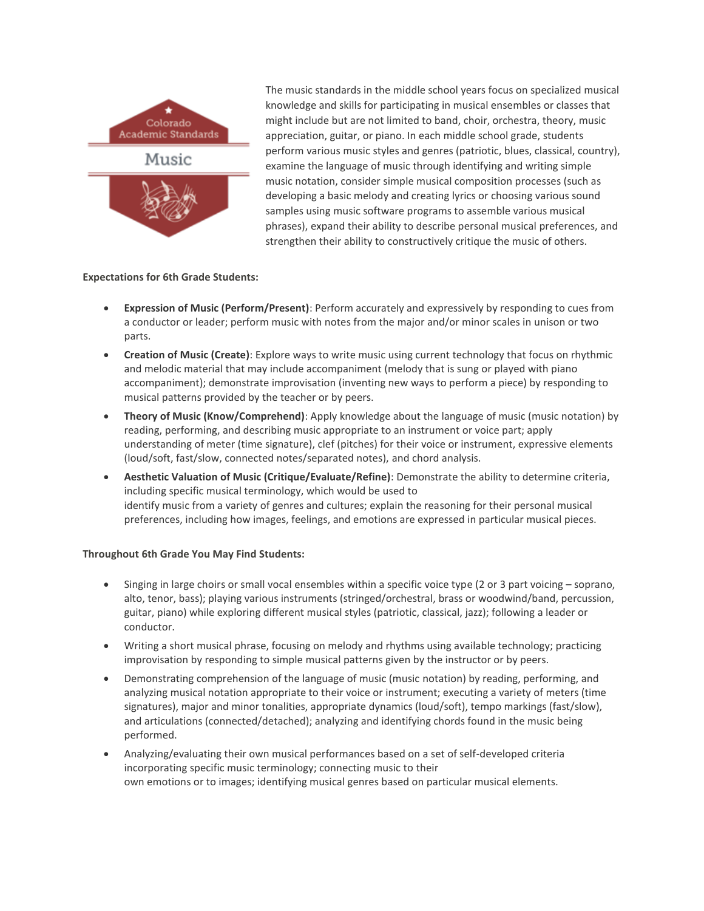The music standards in the middle school years focus on specialized musical knowledge and skills for participating in musical ensembles or classes that might include but are not limited to band, choir, orchestra, theory, music appreciation, guitar, or piano. In each middle school grade, students perform various music styles and genres (patriotic, blues, classical, country), examine the language of music through identifying and writing simple music notation, consider simple musical composition processes (such as developing a basic melody and creating lyrics or choosing various sound samples using music software programs to assemble various musical phrases), expand their ability to describe personal musical preferences, and strengthen their ability to constructively critique the music of others.

**Expectations for 6th Grade Students:**

- **Expression of Music (Perform/Present)**: Perform accurately and expressively by responding to cues from a conductor or leader; perform music with notes from the major and/or minor scales in unison or two parts.
- **Creation of Music (Create)**: Explore ways to write music using current technology that focus on rhythmic and melodic material that may include accompaniment (melody that is sung or played with piano accompaniment); demonstrate improvisation (inventing new ways to perform a piece) by responding to musical patterns provided by the teacher or by peers.
- **Theory of Music (Know/Comprehend)**: Apply knowledge about the language of music (music notation) by reading, performing, and describing music appropriate to an instrument or voice part; apply understanding of meter (time signature), clef (pitches) for their voice or instrument, expressive elements (loud/soft, fast/slow, connected notes/separated notes), and chord analysis.
- **Aesthetic Valuation of Music (Critique/Evaluate/Refine)**: Demonstrate the ability to determine criteria, including specific musical terminology, which would be used to identify music from a variety of genres and cultures; explain the reasoning for their personal musical preferences, including how images, feelings, and emotions are expressed in particular musical pieces.

**Throughout 6th Grade You May Find Students:**

- Singing in large choirs or small vocal ensembles within a specific voice type (2 or 3 part voicing – soprano, alto, tenor, bass); playing various instruments (stringed/orchestral, brass or woodwind/band, percussion, guitar, piano) while exploring different musical styles (patriotic, classical, jazz); following a leader or conductor.
- Writing a short musical phrase, focusing on melody and rhythms using available technology; practicing improvisation by responding to simple musical patterns given by the instructor or by peers.
- Demonstrating comprehension of the language of music (music notation) by reading, performing, and analyzing musical notation appropriate to their voice or instrument; executing a variety of meters (time signatures), major and minor tonalities, appropriate dynamics (loud/soft), tempo markings (fast/slow), and articulations (connected/detached); analyzing and identifying chords found in the music being performed.
- Analyzing/evaluating their own musical performances based on a set of self-developed criteria incorporating specific music terminology; connecting music to their own emotions or to images; identifying musical genres based on particular musical elements.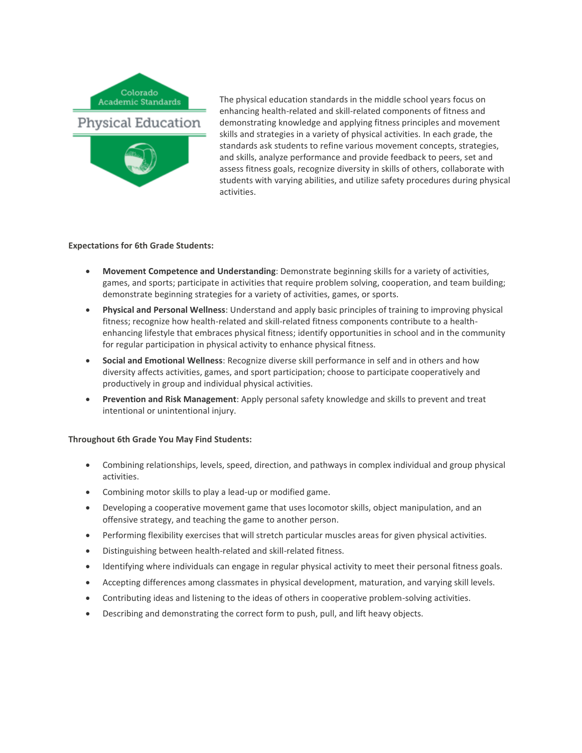Colorado Academic Standards

Physical Education

The physical education standards in the middle school years focus on enhancing health-related and skill-related components of fitness and demonstrating knowledge and applying fitness principles and movement skills and strategies in a variety of physical activities. In each grade, the standards ask students to refine various movement concepts, strategies, and skills, analyze performance and provide feedback to peers, set and assess fitness goals, recognize diversity in skills of others, collaborate with students with varying abilities, and utilize safety procedures during physical activities.

**Expectations for 6th Grade Students:**

- **Movement Competence and Understanding**: Demonstrate beginning skills for a variety of activities, games, and sports; participate in activities that require problem solving, cooperation, and team building; demonstrate beginning strategies for a variety of activities, games, or sports.
- **Physical and Personal Wellness**: Understand and apply basic principles of training to improving physical fitness; recognize how health-related and skill-related fitness components contribute to a health-enhancing lifestyle that embraces physical fitness; identify opportunities in school and in the community for regular participation in physical activity to enhance physical fitness.
- **Social and Emotional Wellness**: Recognize diverse skill performance in self and in others and how diversity affects activities, games, and sport participation; choose to participate cooperatively and productively in group and individual physical activities.
- **Prevention and Risk Management**: Apply personal safety knowledge and skills to prevent and treat intentional or unintentional injury.

**Throughout 6th Grade You May Find Students:**

- Combining relationships, levels, speed, direction, and pathways in complex individual and group physical activities.
- Combining motor skills to play a lead-up or modified game.
- Developing a cooperative movement game that uses locomotor skills, object manipulation, and an offensive strategy, and teaching the game to another person.
- Performing flexibility exercises that will stretch particular muscles areas for given physical activities.
- Distinguishing between health-related and skill-related fitness.
- Identifying where individuals can engage in regular physical activity to meet their personal fitness goals.
- Accepting differences among classmates in physical development, maturation, and varying skill levels.
- Contributing ideas and listening to the ideas of others in cooperative problem-solving activities.
- Describing and demonstrating the correct form to push, pull, and lift heavy objects.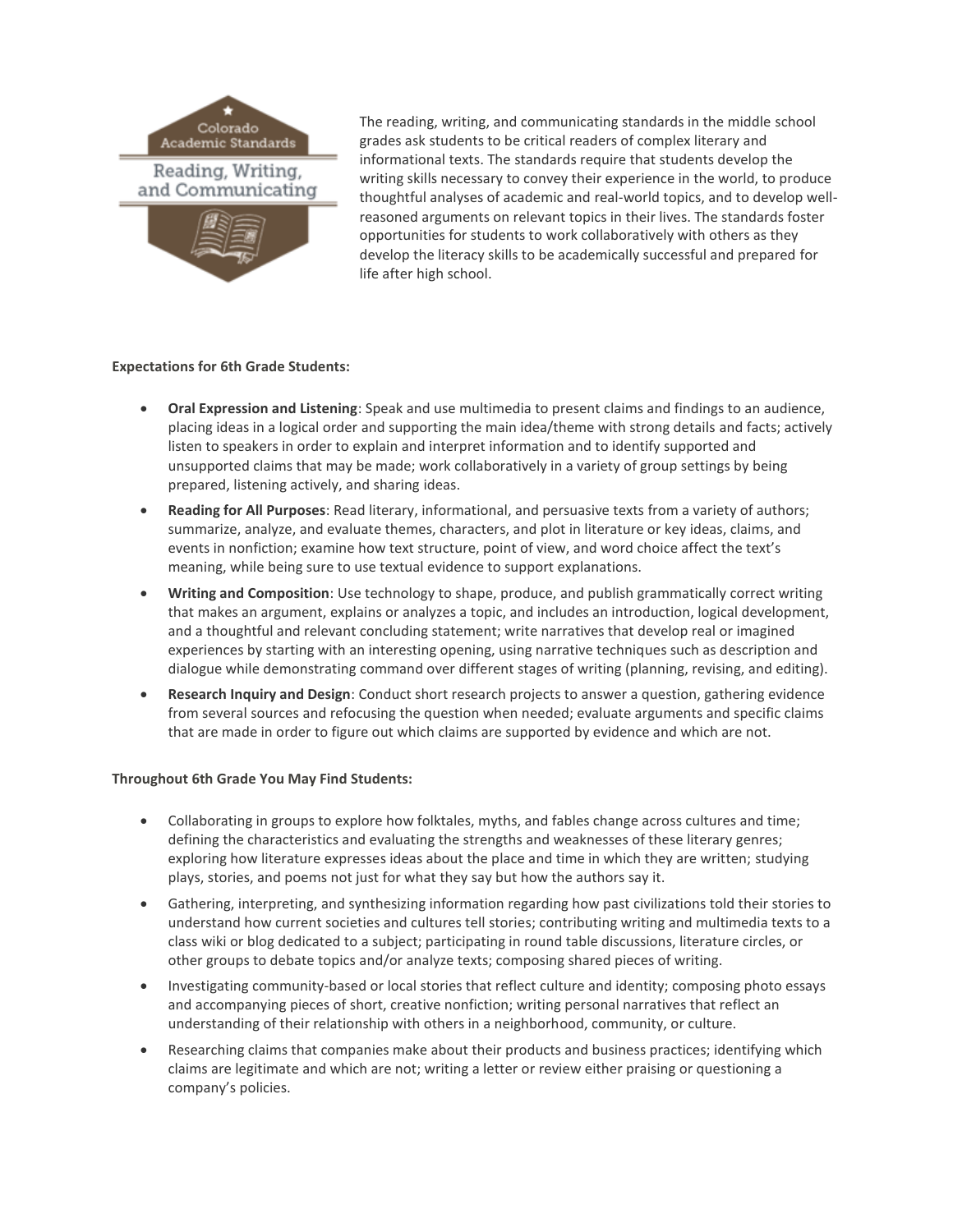The reading, writing, and communicating standards in the middle school grades ask students to be critical readers of complex literary and informational texts. The standards require that students develop the writing skills necessary to convey their experience in the world, to produce thoughtful analyses of academic and real-world topics, and to develop well-reasoned arguments on relevant topics in their lives. The standards foster opportunities for students to work collaboratively with others as they develop the literacy skills to be academically successful and prepared for life after high school.

**Expectations for 6th Grade Students:**

- **Oral Expression and Listening**: Speak and use multimedia to present claims and findings to an audience, placing ideas in a logical order and supporting the main idea/theme with strong details and facts; actively listen to speakers in order to explain and interpret information and to identify supported and unsupported claims that may be made; work collaboratively in a variety of group settings by being prepared, listening actively, and sharing ideas.
- **Reading for All Purposes**: Read literary, informational, and persuasive texts from a variety of authors; summarize, analyze, and evaluate themes, characters, and plot in literature or key ideas, claims, and events in nonfiction; examine how text structure, point of view, and word choice affect the text's meaning, while being sure to use textual evidence to support explanations.
- **Writing and Composition**: Use technology to shape, produce, and publish grammatically correct writing that makes an argument, explains or analyzes a topic, and includes an introduction, logical development, and a thoughtful and relevant concluding statement; write narratives that develop real or imagined experiences by starting with an interesting opening, using narrative techniques such as description and dialogue while demonstrating command over different stages of writing (planning, revising, and editing).
- **Research Inquiry and Design**: Conduct short research projects to answer a question, gathering evidence from several sources and refocusing the question when needed; evaluate arguments and specific claims that are made in order to figure out which claims are supported by evidence and which are not.

**Throughout 6th Grade You May Find Students:**

- Collaborating in groups to explore how folktales, myths, and fables change across cultures and time; defining the characteristics and evaluating the strengths and weaknesses of these literary genres; exploring how literature expresses ideas about the place and time in which they are written; studying plays, stories, and poems not just for what they say but how the authors say it.
- Gathering, interpreting, and synthesizing information regarding how past civilizations told their stories to understand how current societies and cultures tell stories; contributing writing and multimedia texts to a class wiki or blog dedicated to a subject; participating in round table discussions, literature circles, or other groups to debate topics and/or analyze texts; composing shared pieces of writing.
- Investigating community-based or local stories that reflect culture and identity; composing photo essays and accompanying pieces of short, creative nonfiction; writing personal narratives that reflect an understanding of their relationship with others in a neighborhood, community, or culture.
- Researching claims that companies make about their products and business practices; identifying which claims are legitimate and which are not; writing a letter or review either praising or questioning a company's policies.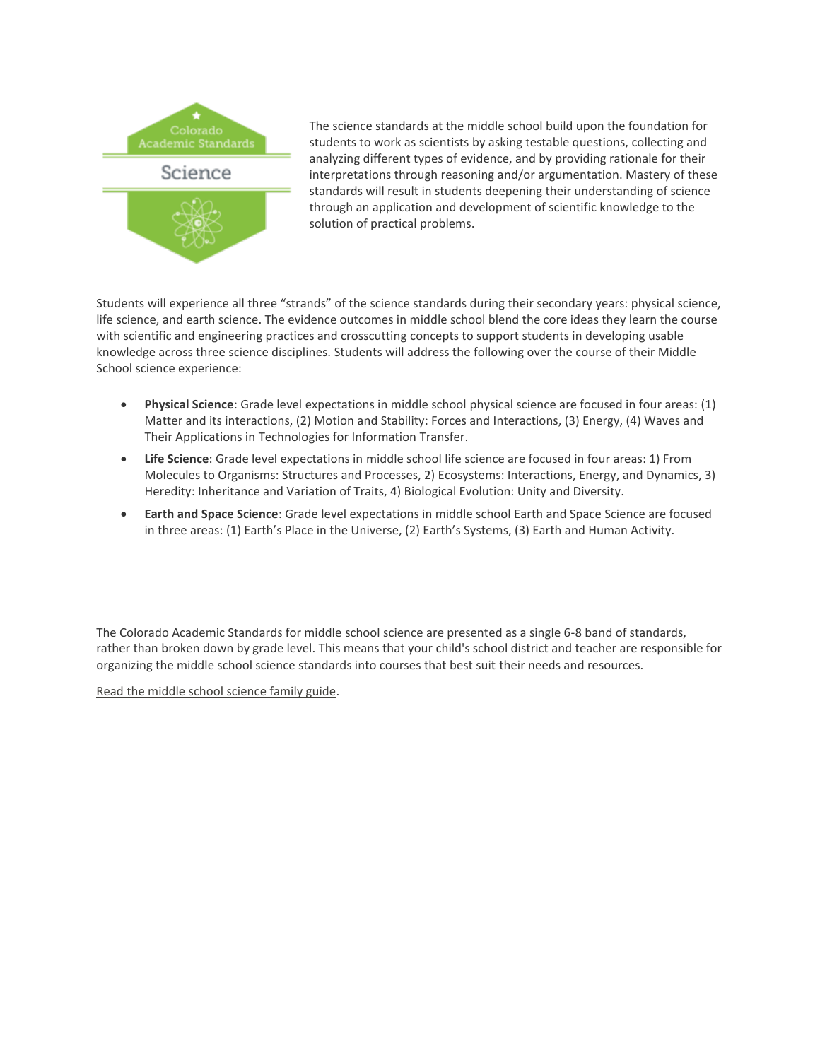The science standards at the middle school build upon the foundation for students to work as scientists by asking testable questions, collecting and analyzing different types of evidence, and by providing rationale for their interpretations through reasoning and/or argumentation. Mastery of these standards will result in students deepening their understanding of science through an application and development of scientific knowledge to the solution of practical problems.

Students will experience all three "strands" of the science standards during their secondary years: physical science, life science, and earth science. The evidence outcomes in middle school blend the core ideas they learn the course with scientific and engineering practices and crosscutting concepts to support students in developing usable knowledge across three science disciplines. Students will address the following over the course of their Middle School science experience:

- **Physical Science**: Grade level expectations in middle school physical science are focused in four areas: (1) Matter and its interactions, (2) Motion and Stability: Forces and Interactions, (3) Energy, (4) Waves and Their Applications in Technologies for Information Transfer.
- **Life Science**: Grade level expectations in middle school life science are focused in four areas: 1) From Molecules to Organisms: Structures and Processes, 2) Ecosystems: Interactions, Energy, and Dynamics, 3) Heredity: Inheritance and Variation of Traits, 4) Biological Evolution: Unity and Diversity.
- **Earth and Space Science**: Grade level expectations in middle school Earth and Space Science are focused in three areas: (1) Earth's Place in the Universe, (2) Earth's Systems, (3) Earth and Human Activity.

The Colorado Academic Standards for middle school science are presented as a single 6-8 band of standards, rather than broken down by grade level. This means that your child's school district and teacher are responsible for organizing the middle school science standards into courses that best suit their needs and resources.

Read the middle school science family guide.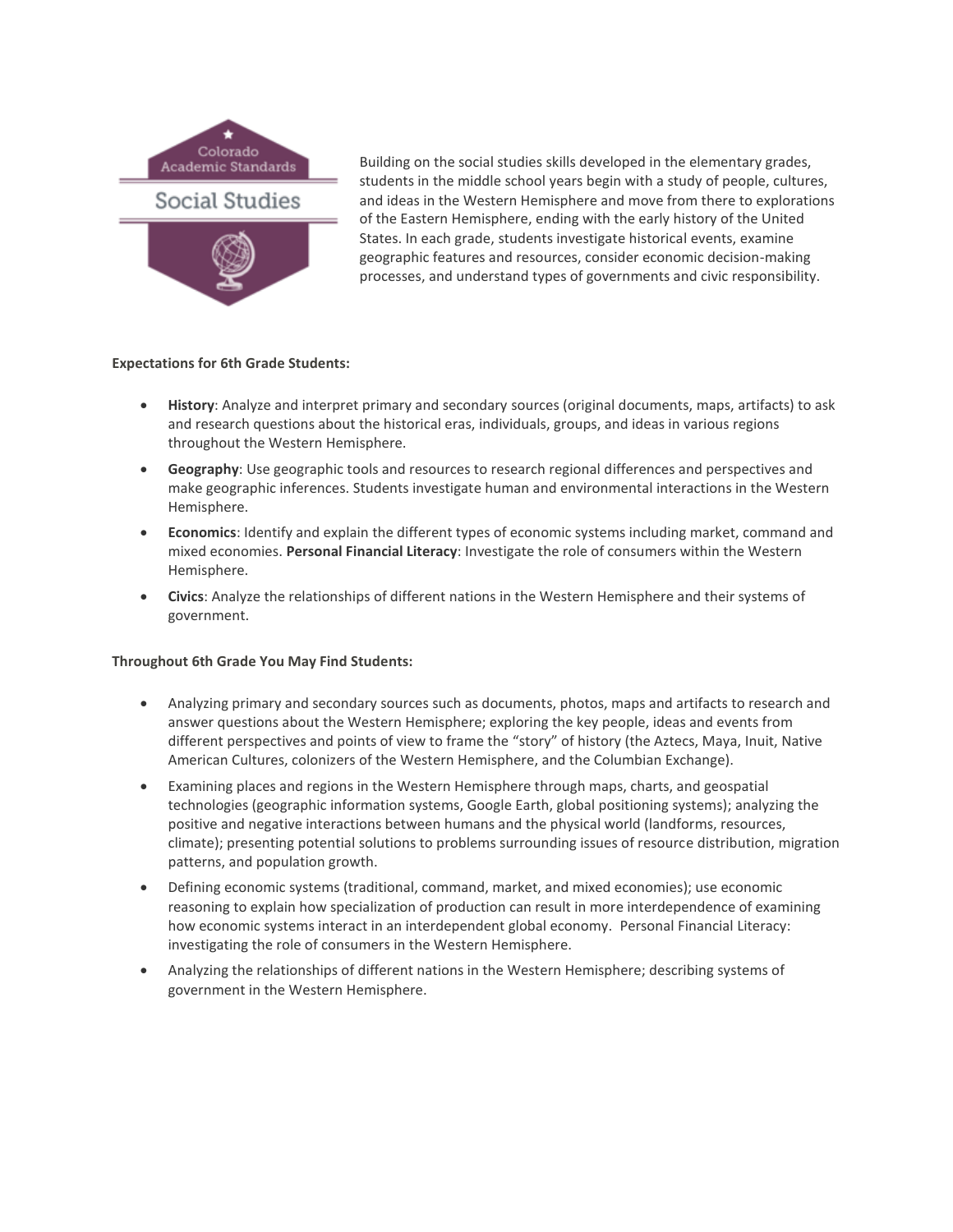Colorado Academic Standards

Social Studies

Building on the social studies skills developed in the elementary grades, students in the middle school years begin with a study of people, cultures, and ideas in the Western Hemisphere and move from there to explorations of the Eastern Hemisphere, ending with the early history of the United States. In each grade, students investigate historical events, examine geographic features and resources, consider economic decision-making processes, and understand types of governments and civic responsibility.

**Expectations for 6th Grade Students:**

- **History**: Analyze and interpret primary and secondary sources (original documents, maps, artifacts) to ask and research questions about the historical eras, individuals, groups, and ideas in various regions throughout the Western Hemisphere.
- **Geography**: Use geographic tools and resources to research regional differences and perspectives and make geographic inferences. Students investigate human and environmental interactions in the Western Hemisphere.
- **Economics**: Identify and explain the different types of economic systems including market, command and mixed economies. **Personal Financial Literacy**: Investigate the role of consumers within the Western Hemisphere.
- **Civics**: Analyze the relationships of different nations in the Western Hemisphere and their systems of government.

**Throughout 6th Grade You May Find Students:**

- Analyzing primary and secondary sources such as documents, photos, maps and artifacts to research and answer questions about the Western Hemisphere; exploring the key people, ideas and events from different perspectives and points of view to frame the "story" of history (the Aztecs, Maya, Inuit, Native American Cultures, colonizers of the Western Hemisphere, and the Columbian Exchange).
- Examining places and regions in the Western Hemisphere through maps, charts, and geospatial technologies (geographic information systems, Google Earth, global positioning systems); analyzing the positive and negative interactions between humans and the physical world (landforms, resources, climate); presenting potential solutions to problems surrounding issues of resource distribution, migration patterns, and population growth.
- Defining economic systems (traditional, command, market, and mixed economies); use economic reasoning to explain how specialization of production can result in more interdependence of examining how economic systems interact in an interdependent global economy. Personal Financial Literacy: investigating the role of consumers in the Western Hemisphere.
- Analyzing the relationships of different nations in the Western Hemisphere; describing systems of government in the Western Hemisphere.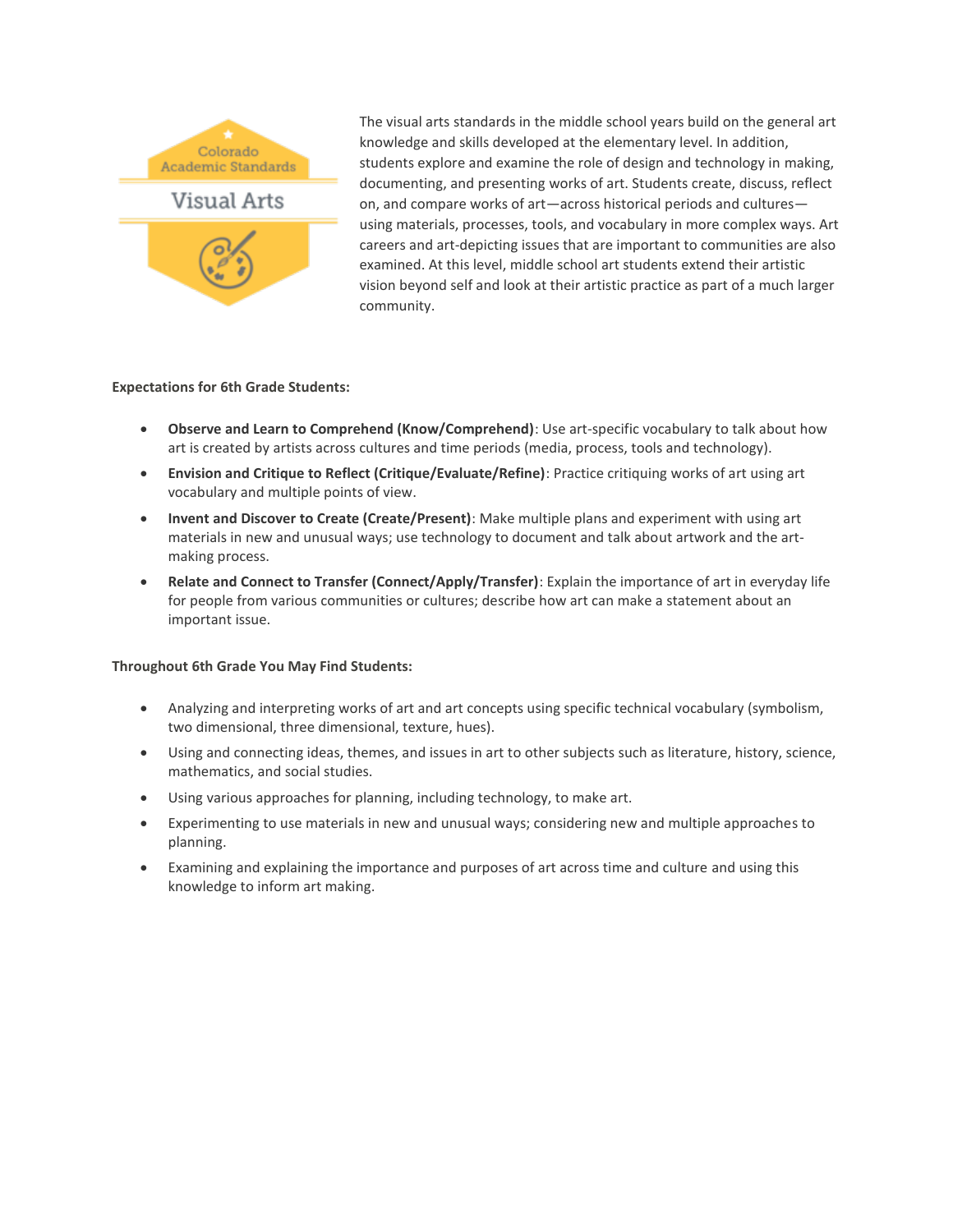The visual arts standards in the middle school years build on the general art knowledge and skills developed at the elementary level. In addition, students explore and examine the role of design and technology in making, documenting, and presenting works of art. Students create, discuss, reflect on, and compare works of art—across historical periods and cultures—using materials, processes, tools, and vocabulary in more complex ways. Art careers and art-depicting issues that are important to communities are also examined. At this level, middle school art students extend their artistic vision beyond self and look at their artistic practice as part of a much larger community.

**Expectations for 6th Grade Students:**

- **Observe and Learn to Comprehend (Know/Comprehend)**: Use art-specific vocabulary to talk about how art is created by artists across cultures and time periods (media, process, tools and technology).
- **Envision and Critique to Reflect (Critique/Evaluate/Refine)**: Practice critiquing works of art using art vocabulary and multiple points of view.
- **Invent and Discover to Create (Create/Present)**: Make multiple plans and experiment with using art materials in new and unusual ways; use technology to document and talk about artwork and the art-making process.
- **Relate and Connect to Transfer (Connect/Apply/Transfer)**: Explain the importance of art in everyday life for people from various communities or cultures; describe how art can make a statement about an important issue.

**Throughout 6th Grade You May Find Students:**

- Analyzing and interpreting works of art and art concepts using specific technical vocabulary (symbolism, two dimensional, three dimensional, texture, hues).
- Using and connecting ideas, themes, and issues in art to other subjects such as literature, history, science, mathematics, and social studies.
- Using various approaches for planning, including technology, to make art.
- Experimenting to use materials in new and unusual ways; considering new and multiple approaches to planning.
- Examining and explaining the importance and purposes of art across time and culture and using this knowledge to inform art making.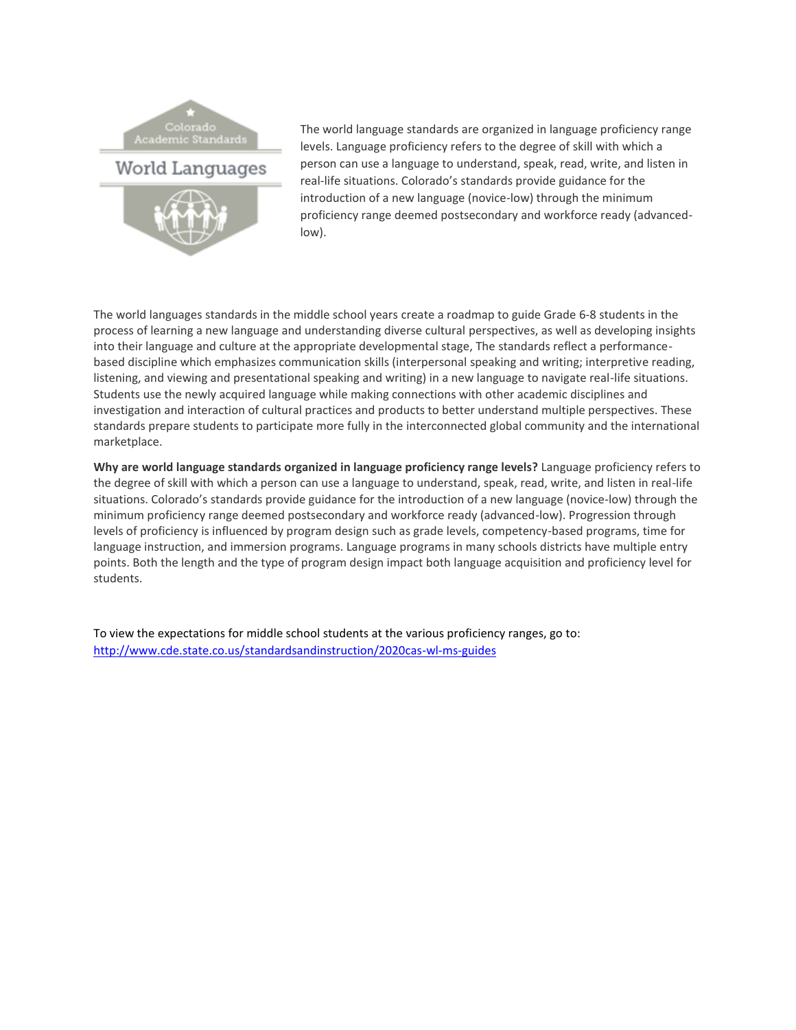Colorado Academic Standards

World Languages

The world language standards are organized in language proficiency range levels. Language proficiency refers to the degree of skill with which a person can use a language to understand, speak, read, write, and listen in real-life situations. Colorado's standards provide guidance for the introduction of a new language (novice-low) through the minimum proficiency range deemed postsecondary and workforce ready (advanced-low).

The world languages standards in the middle school years create a roadmap to guide Grade 6-8 students in the process of learning a new language and understanding diverse cultural perspectives, as well as developing insights into their language and culture at the appropriate developmental stage, The standards reflect a performance-based discipline which emphasizes communication skills (interpersonal speaking and writing; interpretive reading, listening, and viewing and presentational speaking and writing) in a new language to navigate real-life situations. Students use the newly acquired language while making connections with other academic disciplines and investigation and interaction of cultural practices and products to better understand multiple perspectives. These standards prepare students to participate more fully in the interconnected global community and the international marketplace.

**Why are world language standards organized in language proficiency range levels?** Language proficiency refers to the degree of skill with which a person can use a language to understand, speak, read, write, and listen in real-life situations. Colorado's standards provide guidance for the introduction of a new language (novice-low) through the minimum proficiency range deemed postsecondary and workforce ready (advanced-low). Progression through levels of proficiency is influenced by program design such as grade levels, competency-based programs, time for language instruction, and immersion programs. Language programs in many schools districts have multiple entry points. Both the length and the type of program design impact both language acquisition and proficiency level for students.

To view the expectations for middle school students at the various proficiency ranges, go to: [http://www.cde.state.co.us/standardsandinstruction/2020cas-wl-ms-guides](http://www.cde.state.co.us/standardsandinstruction/2020cas-wl-ms-guides)